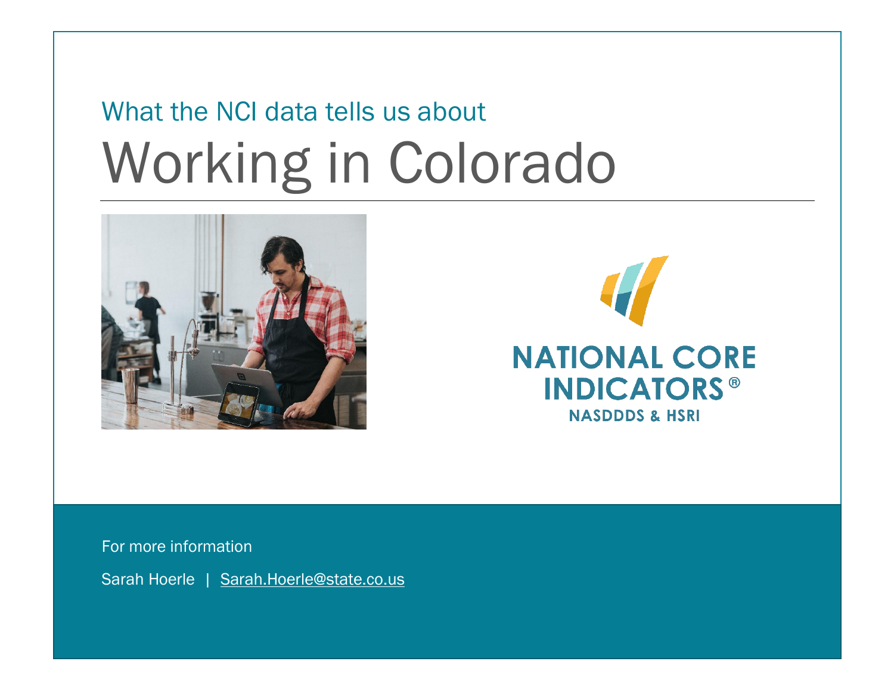What the NCI data tells us about

# Working in Colorado

NATIONAL CORE INDICATORS®
NASDDDS & HSRI

For more information

Sarah Hoerle | Sarah.Hoerle@state.co.us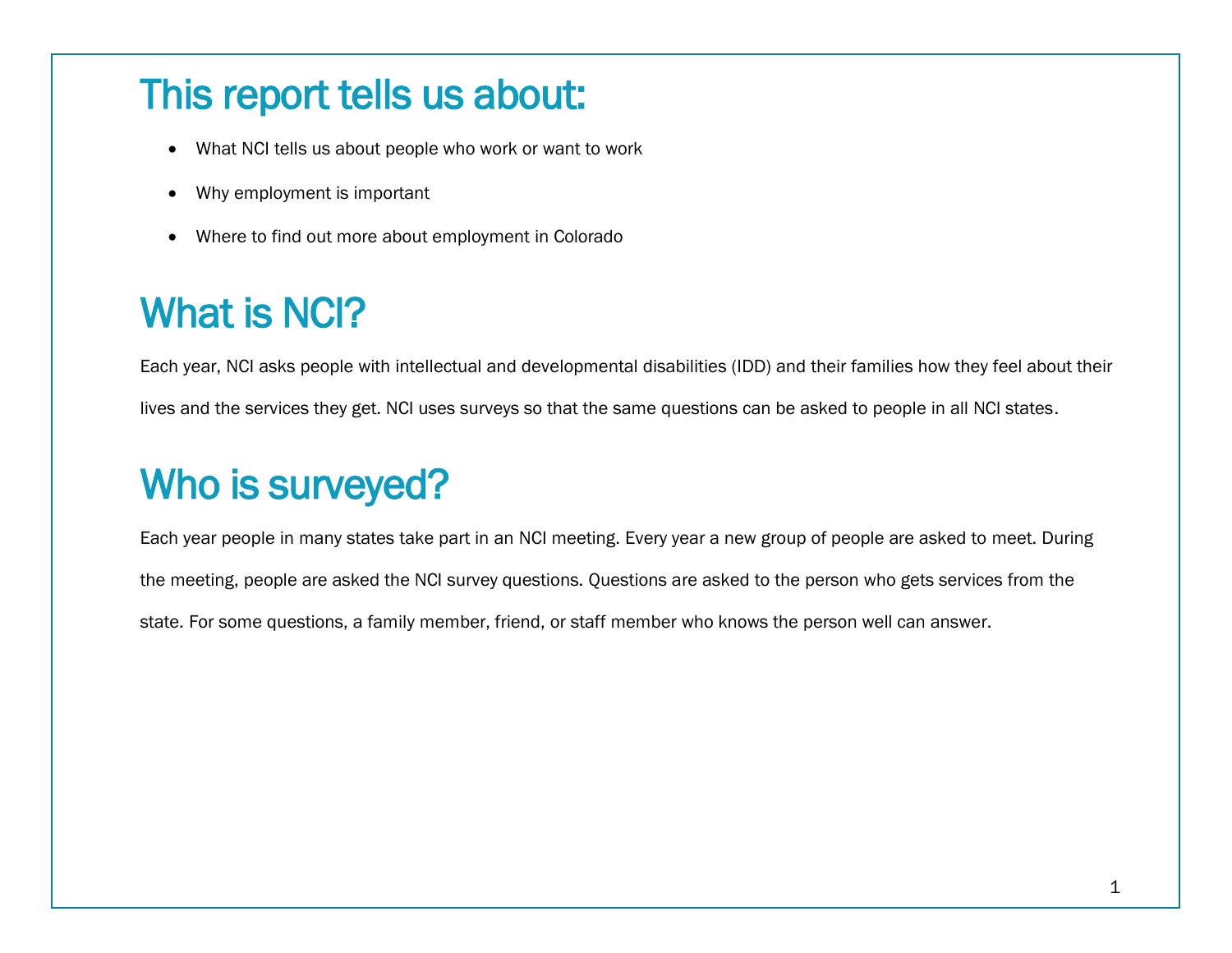# This report tells us about:

- What NCI tells us about people who work or want to work
- Why employment is important
- Where to find out more about employment in Colorado

# What is NCI?

Each year, NCI asks people with intellectual and developmental disabilities (IDD) and their families how they feel about their lives and the services they get. NCI uses surveys so that the same questions can be asked to people in all NCI states.

# Who is surveyed?

Each year people in many states take part in an NCI meeting. Every year a new group of people are asked to meet. During the meeting, people are asked the NCI survey questions. Questions are asked to the person who gets services from the state. For some questions, a family member, friend, or staff member who knows the person well can answer.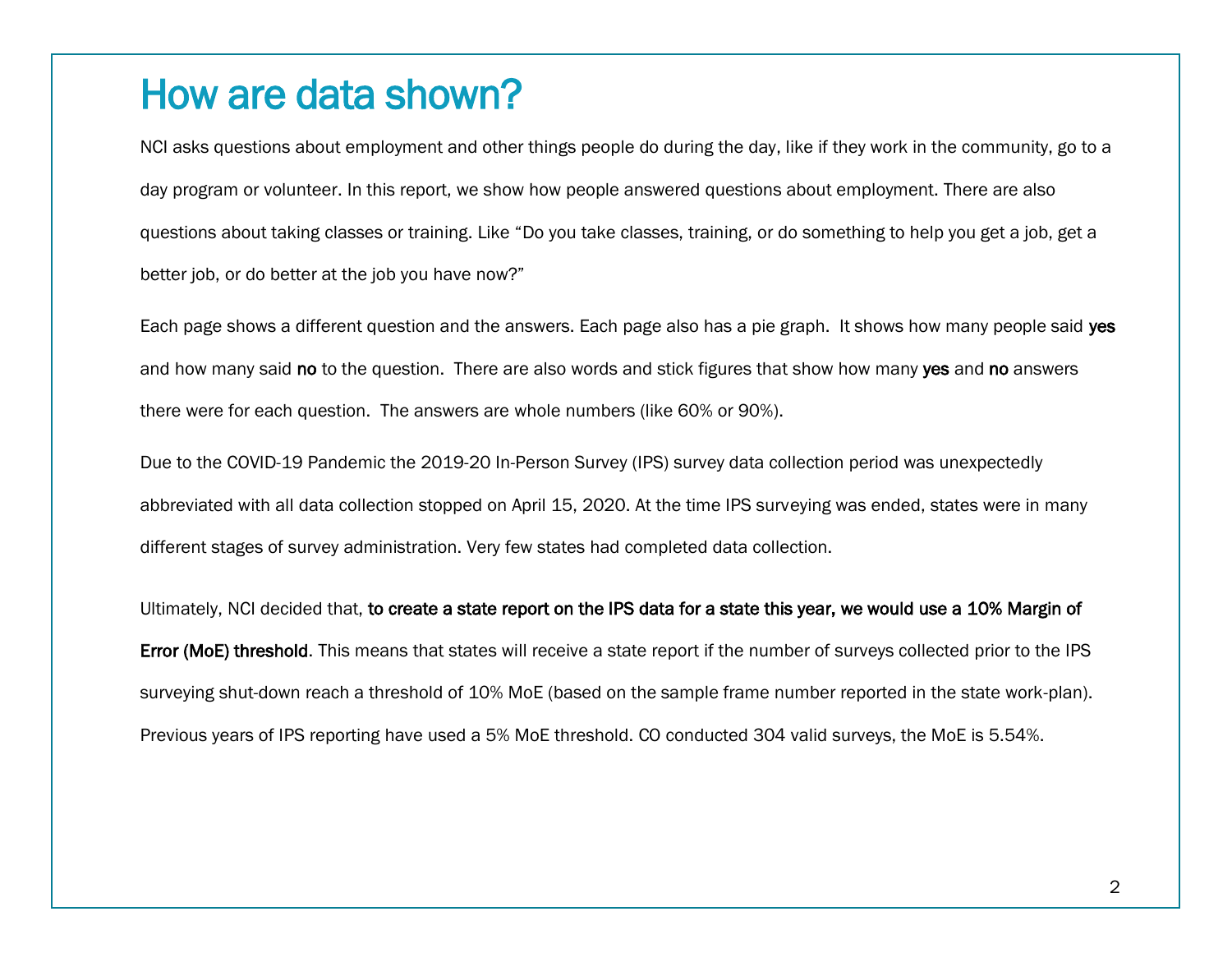# How are data shown?

NCI asks questions about employment and other things people do during the day, like if they work in the community, go to a day program or volunteer. In this report, we show how people answered questions about employment. There are also questions about taking classes or training. Like "Do you take classes, training, or do something to help you get a job, get a better job, or do better at the job you have now?"

Each page shows a different question and the answers. Each page also has a pie graph. It shows how many people said **yes** and how many said **no** to the question. There are also words and stick figures that show how many **yes** and **no** answers there were for each question. The answers are whole numbers (like 60% or 90%).

Due to the COVID-19 Pandemic the 2019-20 In-Person Survey (IPS) survey data collection period was unexpectedly abbreviated with all data collection stopped on April 15, 2020. At the time IPS surveying was ended, states were in many different stages of survey administration. Very few states had completed data collection.

Ultimately, NCI decided that, **to create a state report on the IPS data for a state this year, we would use a 10% Margin of Error (MoE) threshold**. This means that states will receive a state report if the number of surveys collected prior to the IPS surveying shut-down reach a threshold of 10% MoE (based on the sample frame number reported in the state work-plan). Previous years of IPS reporting have used a 5% MoE threshold. CO conducted 304 valid surveys, the MoE is 5.54%.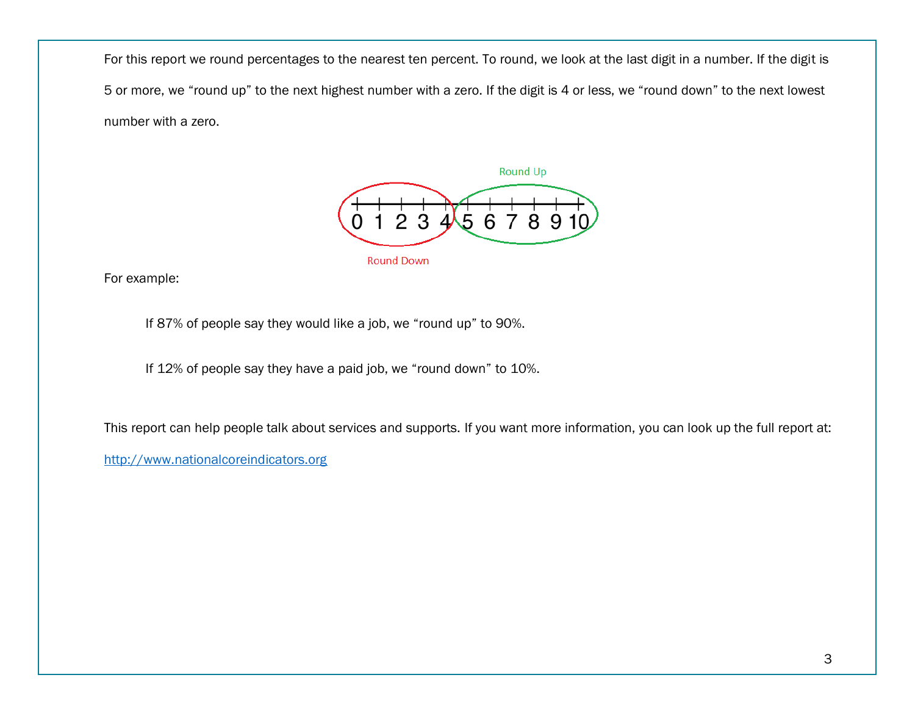For this report we round percentages to the nearest ten percent. To round, we look at the last digit in a number. If the digit is 5 or more, we "round up" to the next highest number with a zero. If the digit is 4 or less, we "round down" to the next lowest number with a zero.

Round Up

0 1 2 3 4 5 6 7 8 9 10

Round Down

For example:

> If 87% of people say they would like a job, we "round up" to 90%.
>
> If 12% of people say they have a paid job, we "round down" to 10%.

This report can help people talk about services and supports. If you want more information, you can look up the full report at: [http://www.nationalcoreindicators.org](http://www.nationalcoreindicators.org)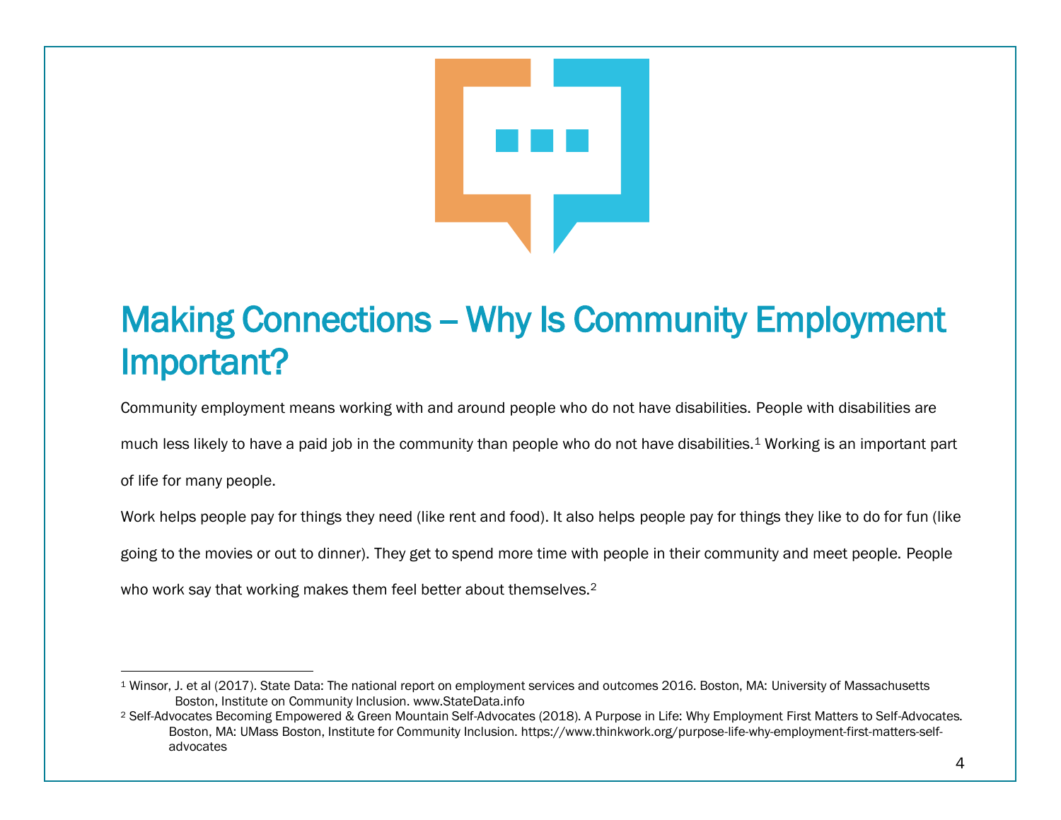# Making Connections – Why Is Community Employment Important?

Community employment means working with and around people who do not have disabilities. People with disabilities are much less likely to have a paid job in the community than people who do not have disabilities.[1] Working is an important part of life for many people.

Work helps people pay for things they need (like rent and food). It also helps people pay for things they like to do for fun (like going to the movies or out to dinner). They get to spend more time with people in their community and meet people. People who work say that working makes them feel better about themselves.[2]

---

[1] Winsor, J. et al (2017). State Data: The national report on employment services and outcomes 2016. Boston, MA: University of Massachusetts Boston, Institute on Community Inclusion. www.StateData.info

[2] Self-Advocates Becoming Empowered & Green Mountain Self-Advocates (2018). A Purpose in Life: Why Employment First Matters to Self-Advocates. Boston, MA: UMass Boston, Institute for Community Inclusion. https://www.thinkwork.org/purpose-life-why-employment-first-matters-self-advocates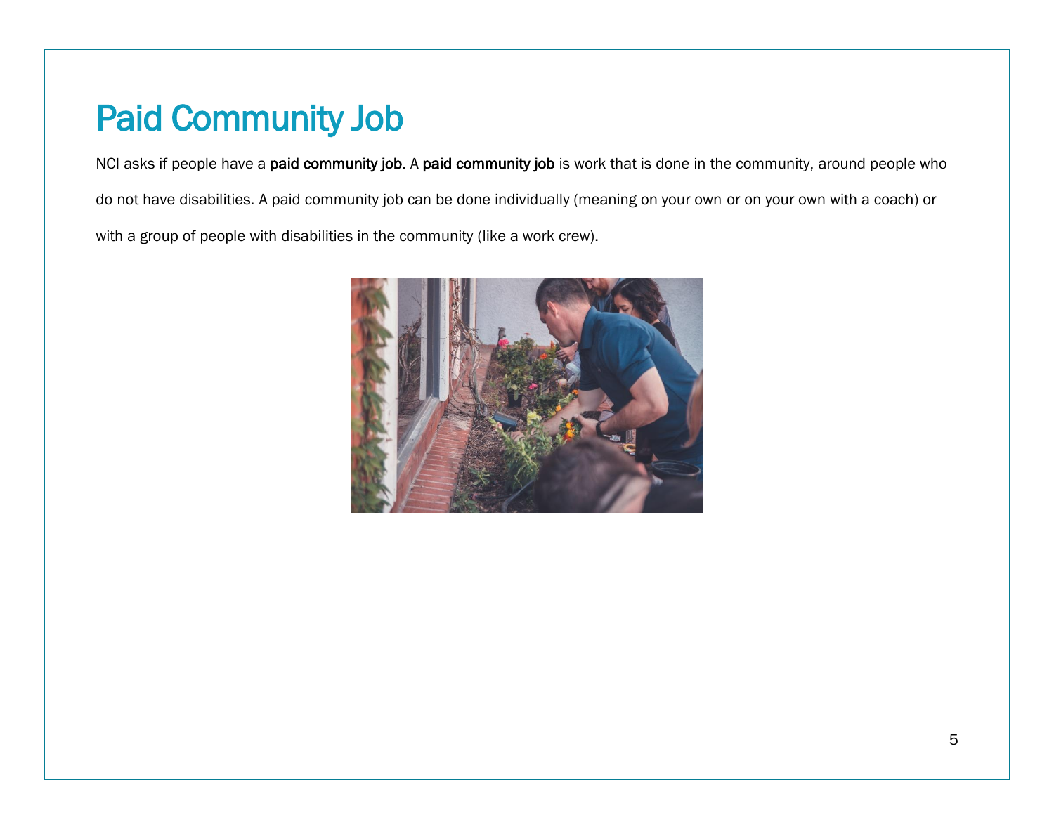# Paid Community Job

NCI asks if people have a **paid community job**. A **paid community job** is work that is done in the community, around people who do not have disabilities. A paid community job can be done individually (meaning on your own or on your own with a coach) or with a group of people with disabilities in the community (like a work crew).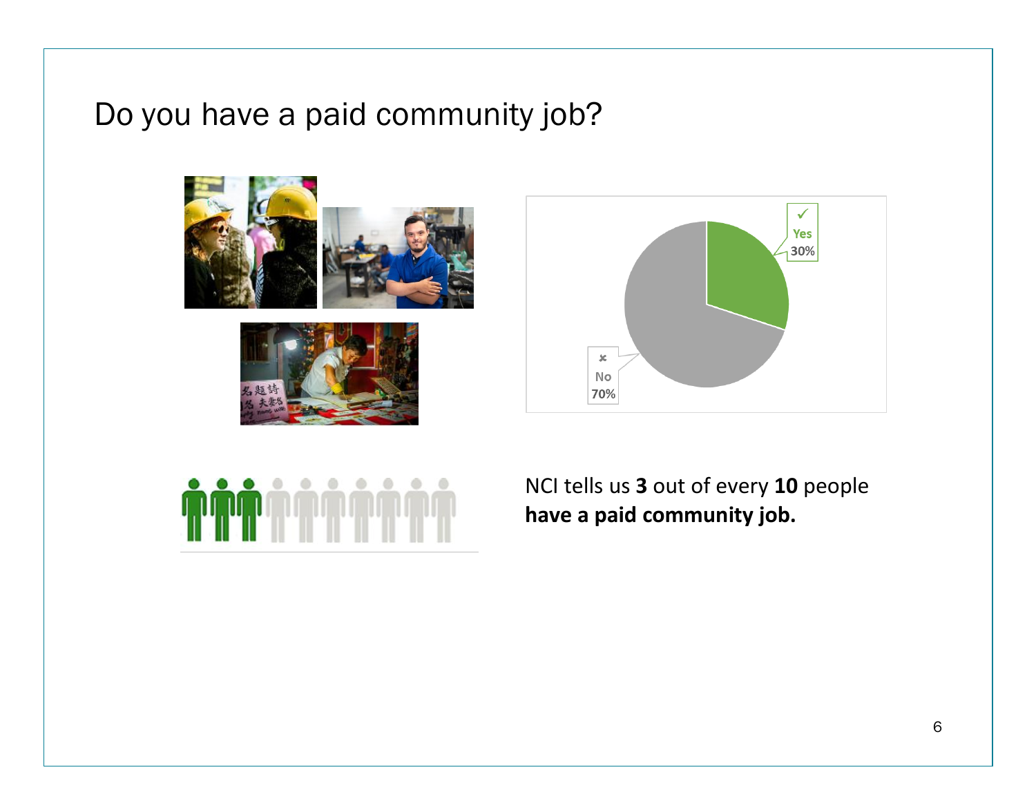# Do you have a paid community job?

Yes 30%

No 70%

NCI tells us **3** out of every **10** people **have a paid community job.**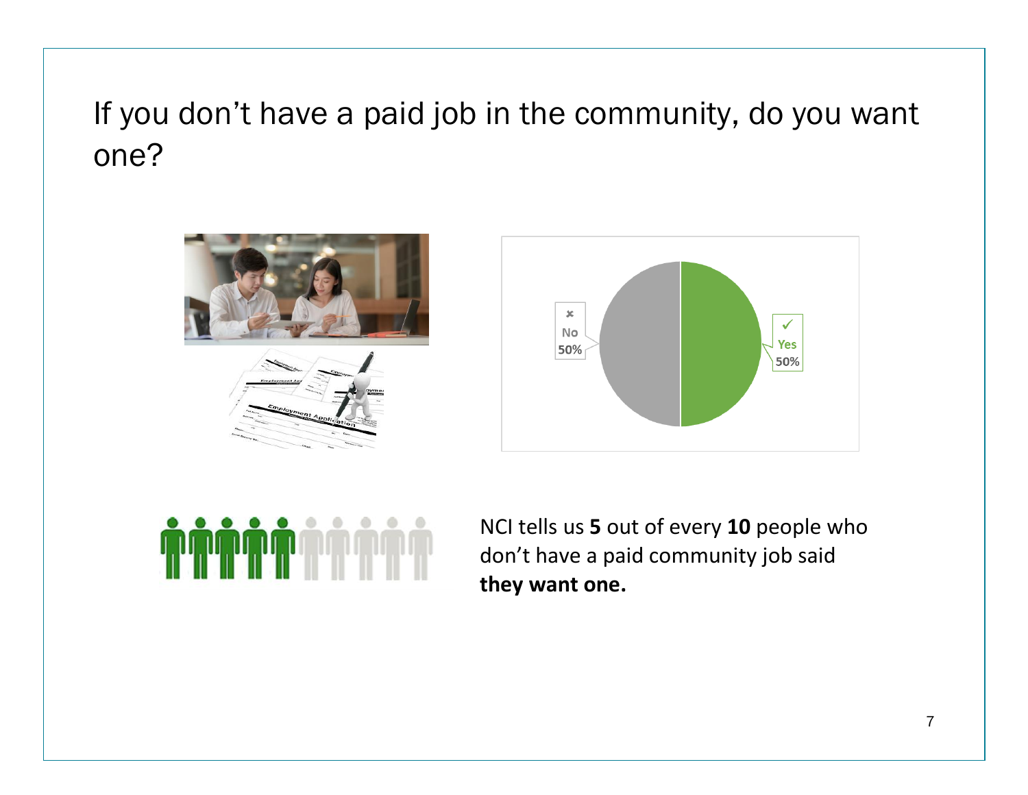# If you don't have a paid job in the community, do you want one?

No 50%

Yes 50%

NCI tells us **5** out of every **10** people who don't have a paid community job said **they want one.**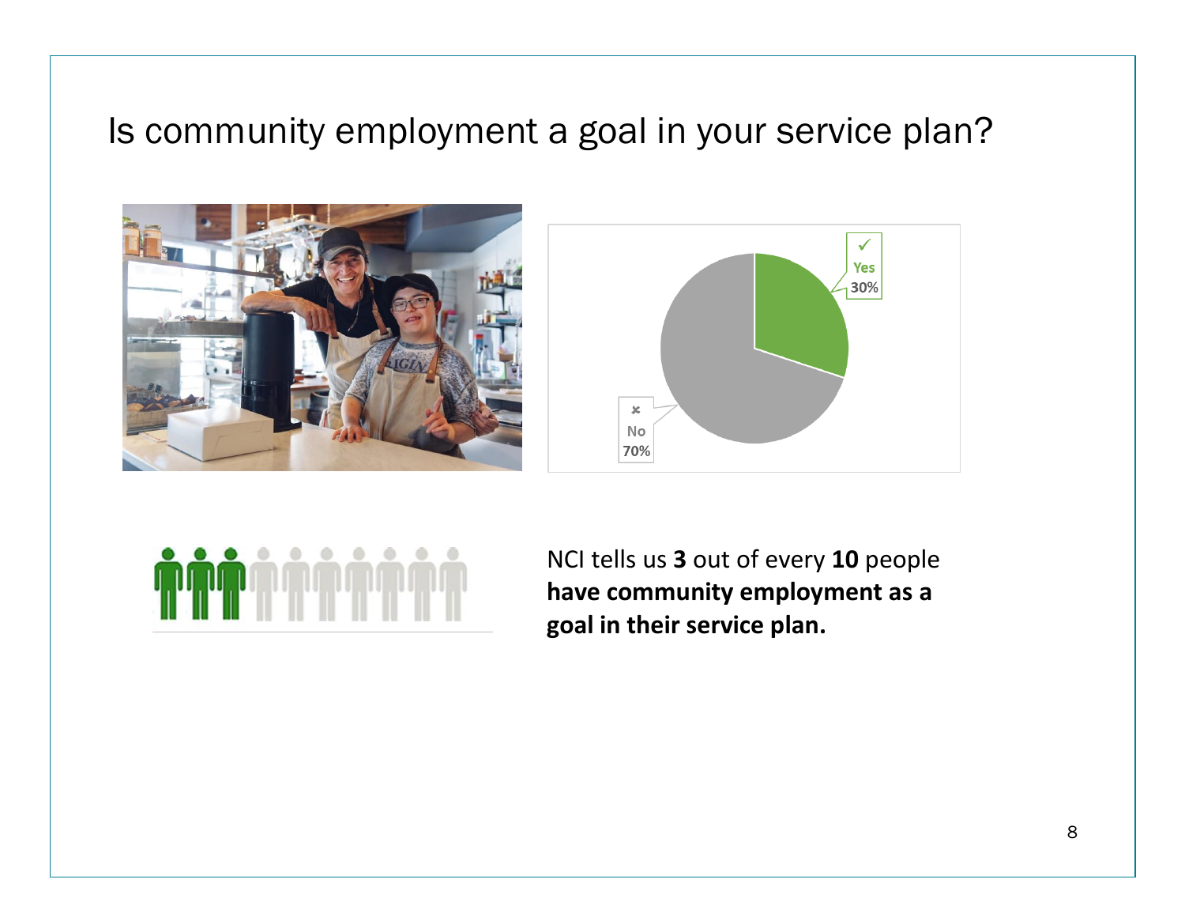# Is community employment a goal in your service plan?

Yes 30%

No 70%

NCI tells us **3** out of every **10** people **have community employment as a goal in their service plan.**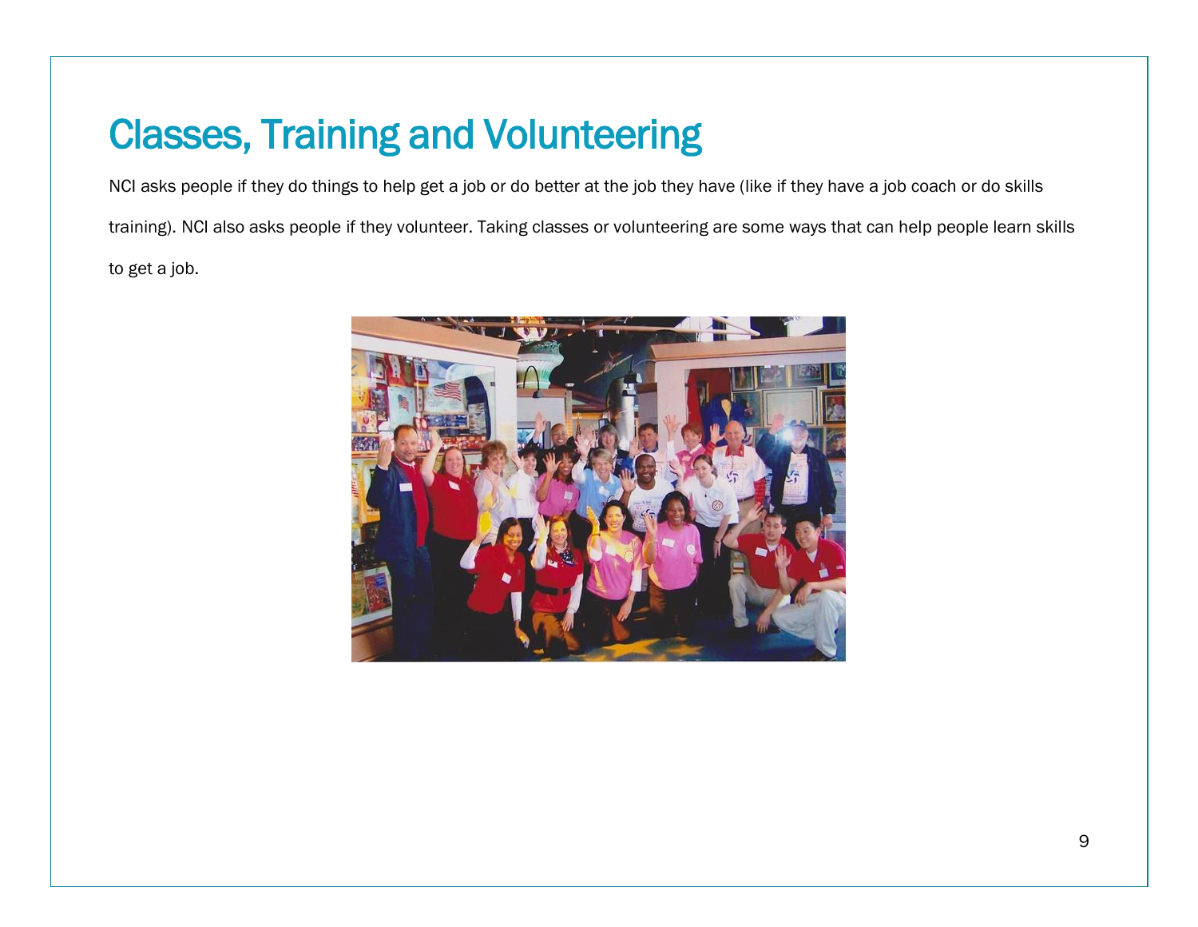# Classes, Training and Volunteering

NCI asks people if they do things to help get a job or do better at the job they have (like if they have a job coach or do skills training). NCI also asks people if they volunteer. Taking classes or volunteering are some ways that can help people learn skills to get a job.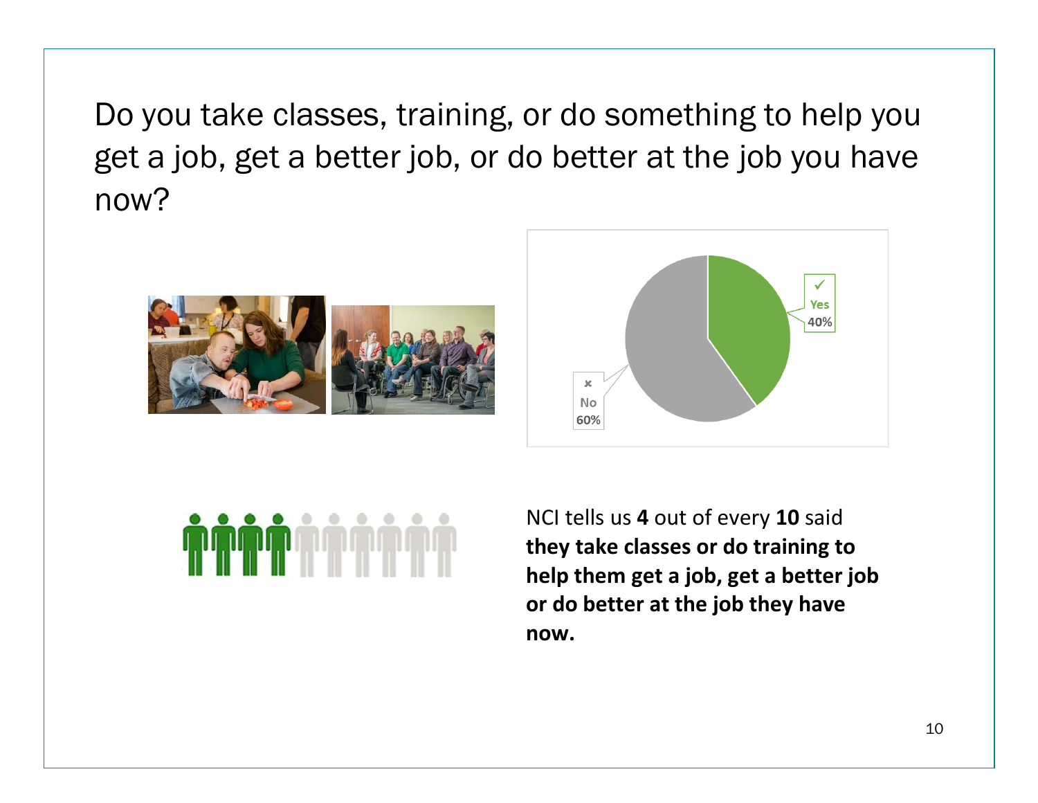# Do you take classes, training, or do something to help you get a job, get a better job, or do better at the job you have now?

✓ Yes 40%

✗ No 60%

NCI tells us **4** out of every **10** said **they take classes or do training to help them get a job, get a better job or do better at the job they have now.**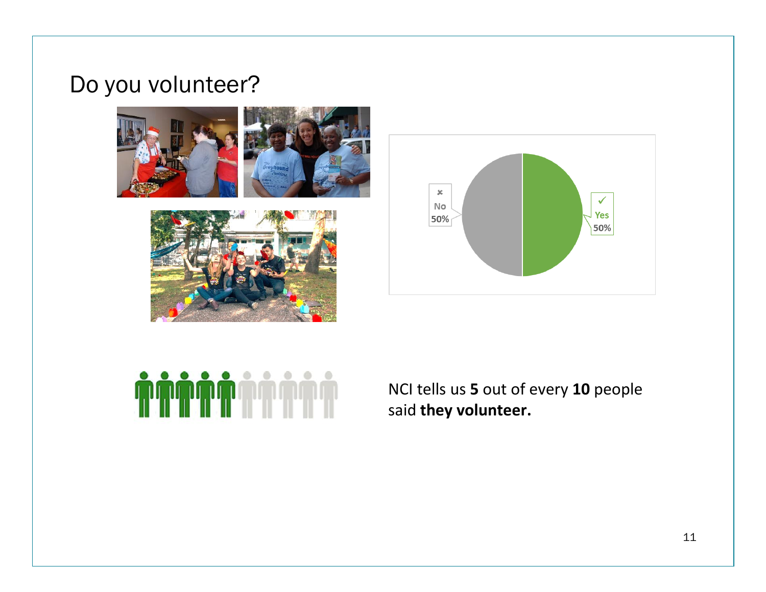# Do you volunteer?

No 50%

Yes 50%

NCI tells us **5** out of every **10** people said **they volunteer.**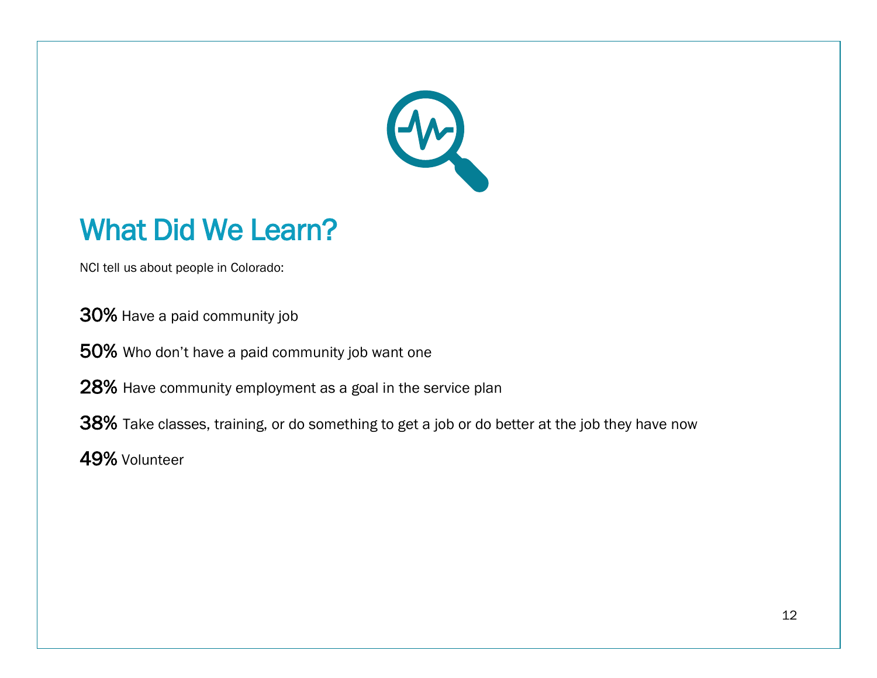# What Did We Learn?

NCI tell us about people in Colorado:

**30%** Have a paid community job

**50%** Who don't have a paid community job want one

**28%** Have community employment as a goal in the service plan

**38%** Take classes, training, or do something to get a job or do better at the job they have now

**49%** Volunteer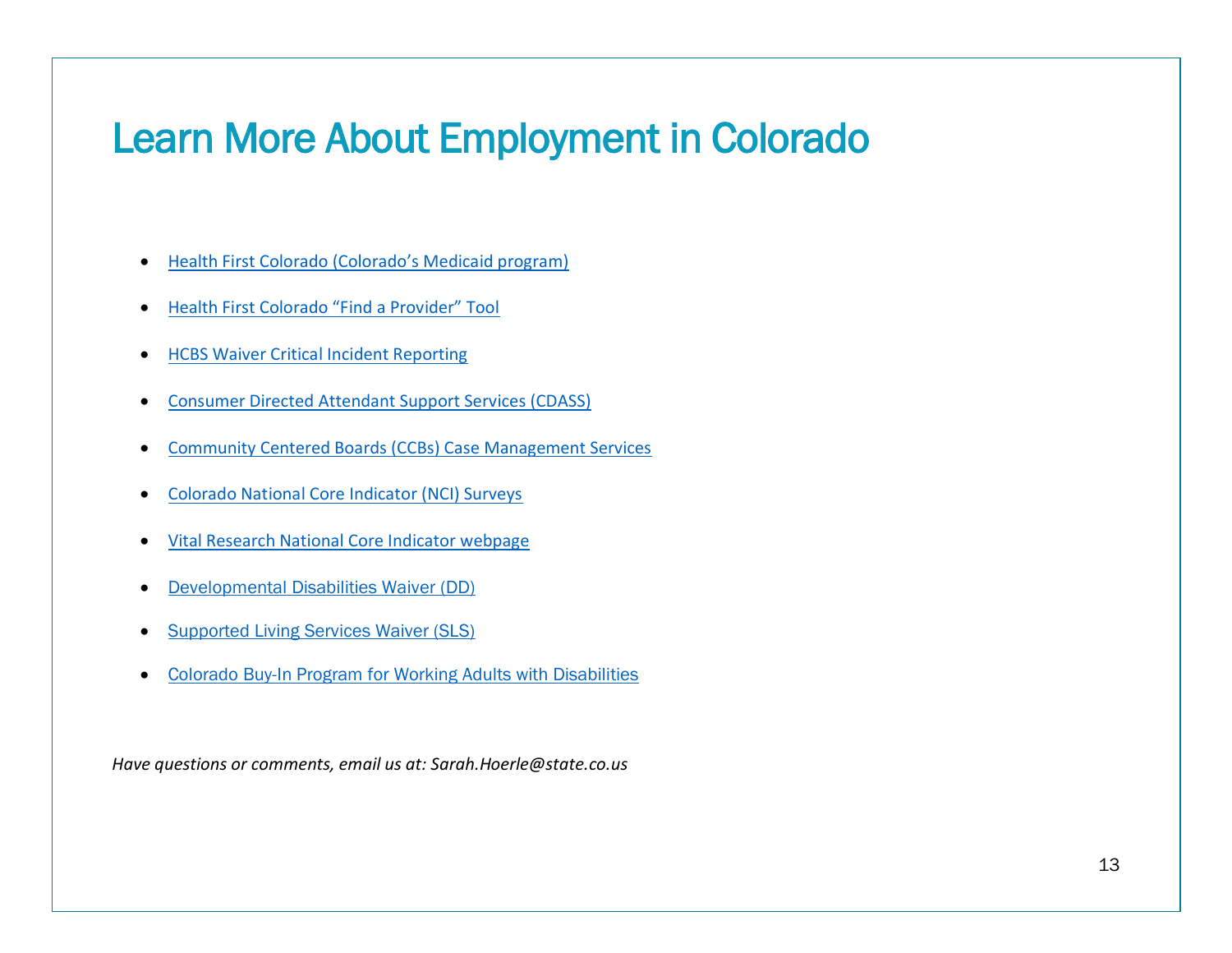# Learn More About Employment in Colorado

- Health First Colorado (Colorado's Medicaid program)
- Health First Colorado "Find a Provider" Tool
- HCBS Waiver Critical Incident Reporting
- Consumer Directed Attendant Support Services (CDASS)
- Community Centered Boards (CCBs) Case Management Services
- Colorado National Core Indicator (NCI) Surveys
- Vital Research National Core Indicator webpage
- Developmental Disabilities Waiver (DD)
- Supported Living Services Waiver (SLS)
- Colorado Buy-In Program for Working Adults with Disabilities

*Have questions or comments, email us at: Sarah.Hoerle@state.co.us*